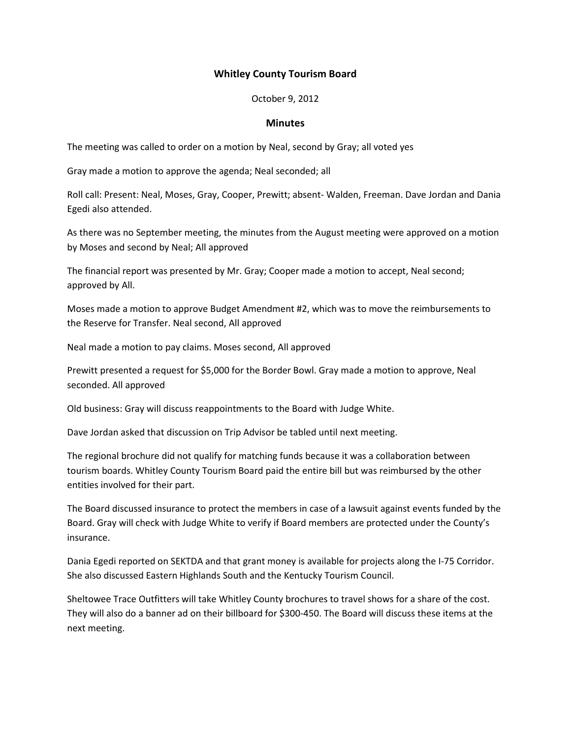# Whitley County Tourism Board

October 9, 2012

## Minutes

The meeting was called to order on a motion by Neal, second by Gray; all voted yes

Gray made a motion to approve the agenda; Neal seconded; all

Roll call: Present: Neal, Moses, Gray, Cooper, Prewitt; absent- Walden, Freeman. Dave Jordan and Dania Egedi also attended.

As there was no September meeting, the minutes from the August meeting were approved on a motion by Moses and second by Neal; All approved

The financial report was presented by Mr. Gray; Cooper made a motion to accept, Neal second; approved by All.

Moses made a motion to approve Budget Amendment #2, which was to move the reimbursements to the Reserve for Transfer. Neal second, All approved

Neal made a motion to pay claims. Moses second, All approved

Prewitt presented a request for $5,000 for the Border Bowl. Gray made a motion to approve, Neal seconded. All approved

Old business: Gray will discuss reappointments to the Board with Judge White.

Dave Jordan asked that discussion on Trip Advisor be tabled until next meeting.

The regional brochure did not qualify for matching funds because it was a collaboration between tourism boards. Whitley County Tourism Board paid the entire bill but was reimbursed by the other entities involved for their part.

The Board discussed insurance to protect the members in case of a lawsuit against events funded by the Board. Gray will check with Judge White to verify if Board members are protected under the County's insurance.

Dania Egedi reported on SEKTDA and that grant money is available for projects along the I-75 Corridor. She also discussed Eastern Highlands South and the Kentucky Tourism Council.

Sheltowee Trace Outfitters will take Whitley County brochures to travel shows for a share of the cost. They will also do a banner ad on their billboard for $300-450. The Board will discuss these items at the next meeting.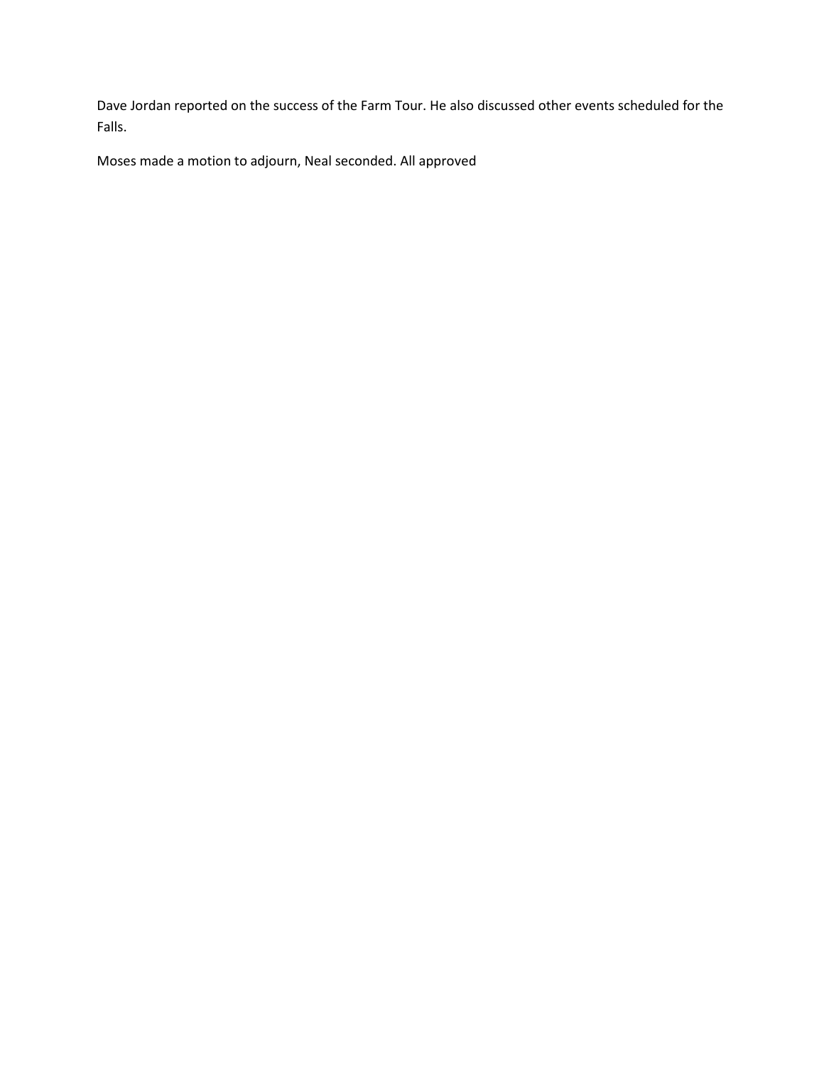Dave Jordan reported on the success of the Farm Tour. He also discussed other events scheduled for the Falls.

Moses made a motion to adjourn, Neal seconded. All approved